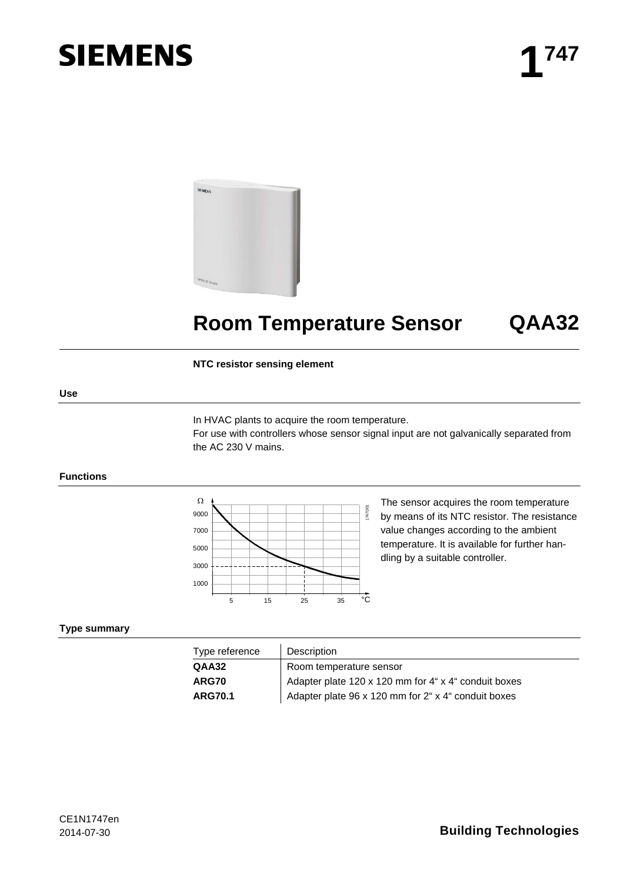# SIEMENS

# 1[747]

# Room Temperature Sensor QAA32

**NTC resistor sensing element**

## Use

In HVAC plants to acquire the room temperature.
For use with controllers whose sensor signal input are not galvanically separated from the AC 230 V mains.

## Functions

The sensor acquires the room temperature by means of its NTC resistor. The resistance value changes according to the ambient temperature. It is available for further handling by a suitable controller.

## Type summary

| Type reference | Description |
|---|---|
| **QAA32** | Room temperature sensor |
| **ARG70** | Adapter plate 120 x 120 mm for 4" x 4" conduit boxes |
| **ARG70.1** | Adapter plate 96 x 120 mm for 2" x 4" conduit boxes |

CE1N1747en
2014-07-30

**Building Technologies**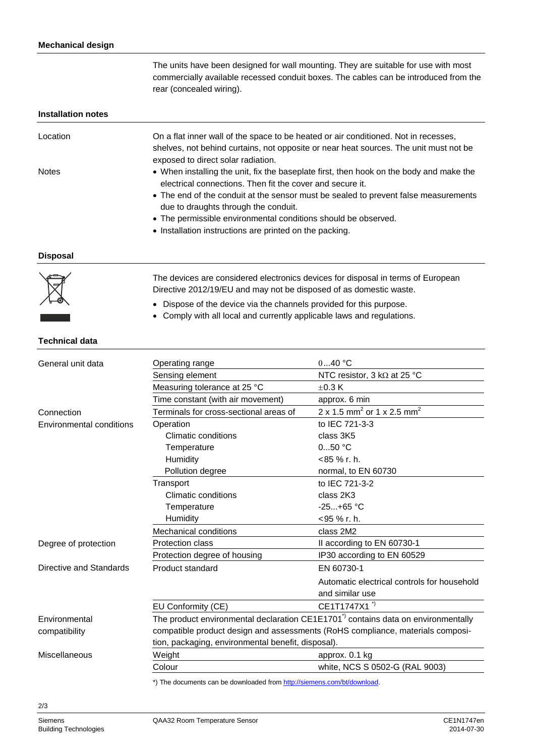## Mechanical design

The units have been designed for wall mounting. They are suitable for use with most commercially available recessed conduit boxes. The cables can be introduced from the rear (concealed wiring).

## Installation notes

**Location**

On a flat inner wall of the space to be heated or air conditioned. Not in recesses, shelves, not behind curtains, not opposite or near heat sources. The unit must not be exposed to direct solar radiation.

**Notes**

- When installing the unit, fix the baseplate first, then hook on the body and make the electrical connections. Then fit the cover and secure it.
- The end of the conduit at the sensor must be sealed to prevent false measurements due to draughts through the conduit.
- The permissible environmental conditions should be observed.
- Installation instructions are printed on the packing.

## Disposal

The devices are considered electronics devices for disposal in terms of European Directive 2012/19/EU and may not be disposed of as domestic waste.

- Dispose of the device via the channels provided for this purpose.
- Comply with all local and currently applicable laws and regulations.

## Technical data

| | | |
|---|---|---|
| General unit data | Operating range | 0...40 °C |
| | Sensing element | NTC resistor, 3 kΩ at 25 °C |
| | Measuring tolerance at 25 °C | ±0.3 K |
| | Time constant (with air movement) | approx. 6 min |
| Connection | Terminals for cross-sectional areas of | 2 x 1.5 mm² or 1 x 2.5 mm² |
| Environmental conditions | Operation | to IEC 721-3-3 |
| | Climatic conditions | class 3K5 |
| | Temperature | 0...50 °C |
| | Humidity | <85 % r. h. |
| | Pollution degree | normal, to EN 60730 |
| | Transport | to IEC 721-3-2 |
| | Climatic conditions | class 2K3 |
| | Temperature | -25...+65 °C |
| | Humidity | <95 % r. h. |
| | Mechanical conditions | class 2M2 |
| Degree of protection | Protection class | II according to EN 60730-1 |
| | Protection degree of housing | IP30 according to EN 60529 |
| Directive and Standards | Product standard | EN 60730-1<br>Automatic electrical controls for household and similar use |
| | EU Conformity (CE) | CE1T1747X1 *) |
| Environmental compatibility | The product environmental declaration CE1E1701*) contains data on environmentally compatible product design and assessments (RoHS compliance, materials composition, packaging, environmental benefit, disposal). | |
| Miscellaneous | Weight | approx. 0.1 kg |
| | Colour | white, NCS S 0502-G (RAL 9003) |

*) The documents can be downloaded from http://siemens.com/bt/download.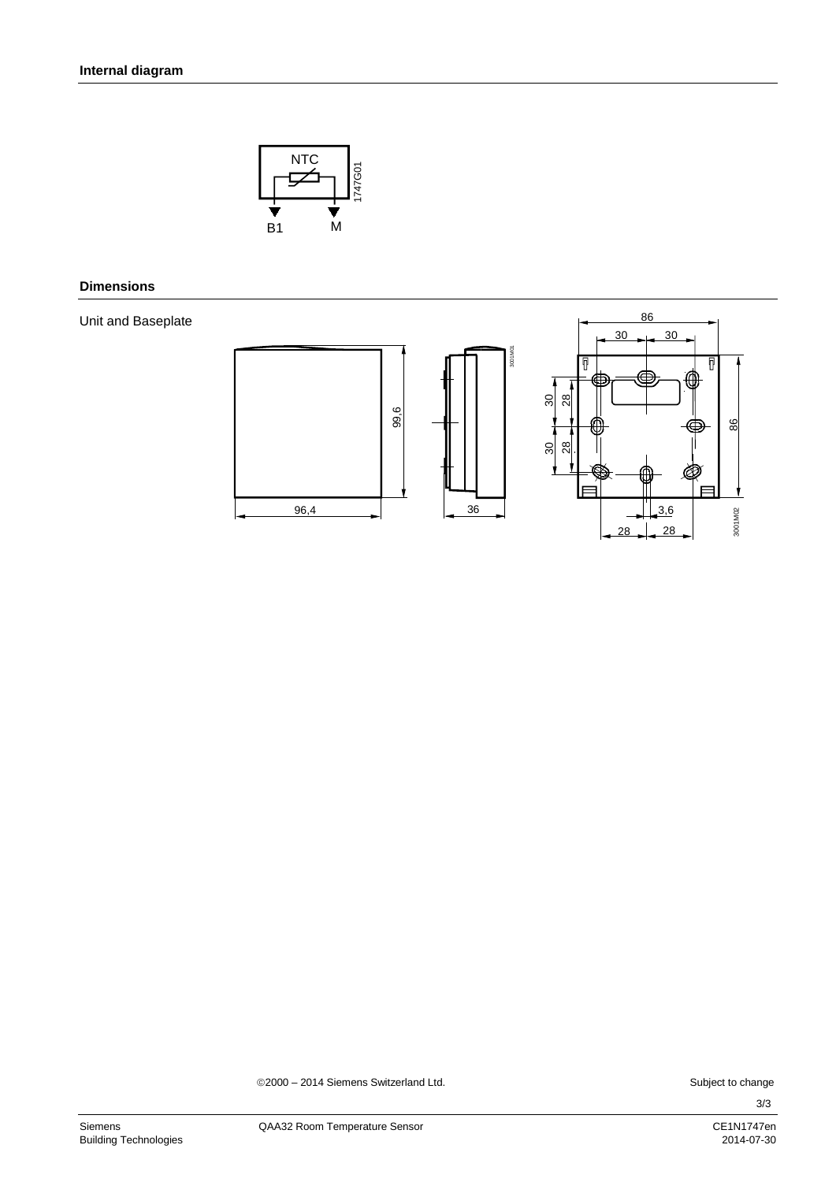## Internal diagram

NTC

1747G01

B1

M

## Dimensions

Unit and Baseplate

96,4

99,6

36

3001M01

86

30

30

30

28

30

28

86

3,6

28

28

3001M02

©2000 – 2014 Siemens Switzerland Ltd. Subject to change